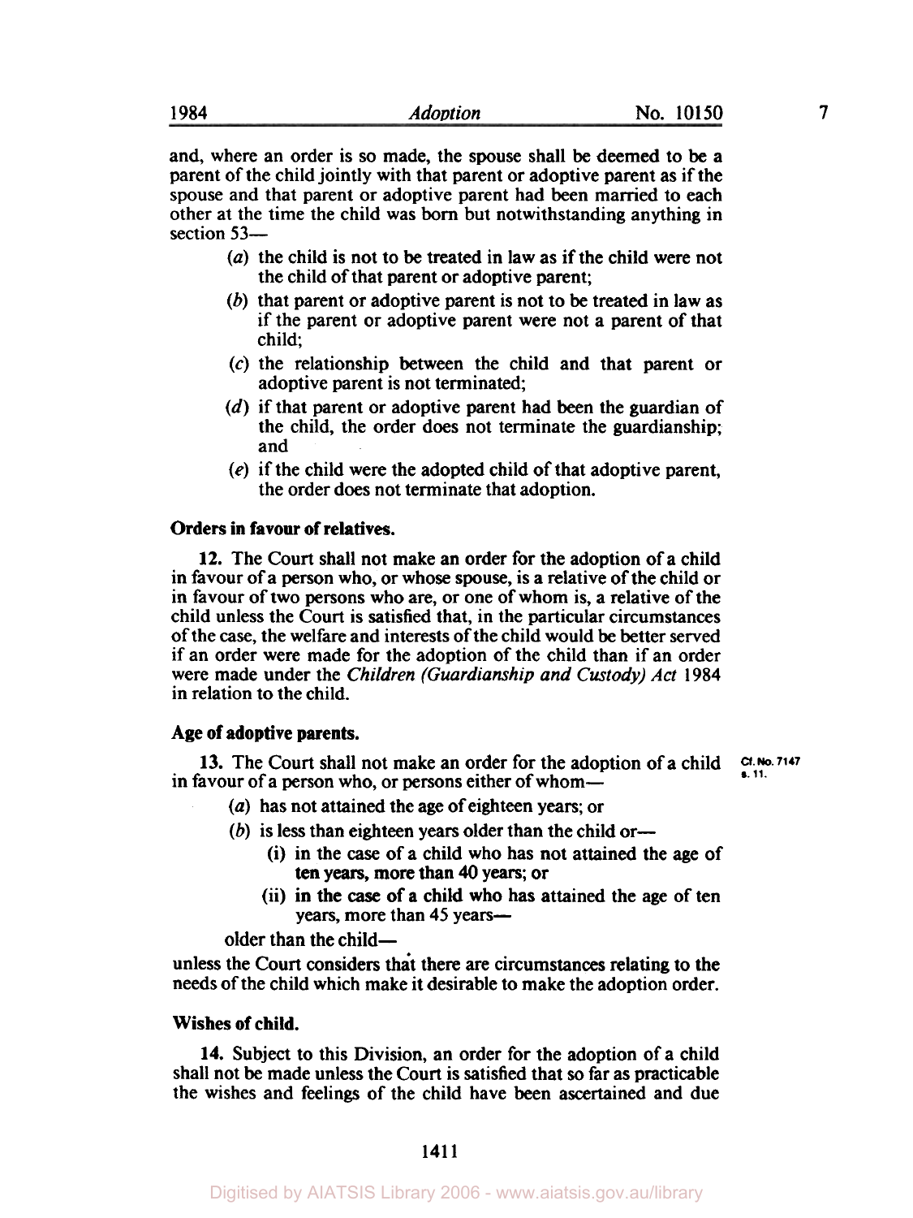and, where an order is so made, the spouse shall be deemed to be a parent of the child jointly with that parent or adoptive parent as if the spouse and that parent or adoptive parent had been married to each other at the time the child was born but notwithstanding anything in section 53—

- (*a*) the child is not to be treated in law as if the child were not the child of that parent or adoptive parent;
- (*b*) that parent or adoptive parent is not to be treated in law as if the parent or adoptive parent were not a parent of that child;
- (*c*) the relationship between the child and that parent or adoptive parent is not terminated;
- (*d*) if that parent or adoptive parent had been the guardian of the child, the order does not terminate the guardianship; and
- (*e*) if the child were the adopted child of that adoptive parent, the order does not terminate that adoption.

**Orders in favour of relatives.**

**12.** The Court shall not make an order for the adoption of a child in favour of a person who, or whose spouse, is a relative of the child or in favour of two persons who are, or one of whom is, a relative of the child unless the Court is satisfied that, in the particular circumstances of the case, the welfare and interests of the child would be better served if an order were made for the adoption of the child than if an order were made under the *Children (Guardianship and Custody) Act* 1984 in relation to the child.

**Age of adoptive parents.**

Cf. No. 7147 s. 11.

**13.** The Court shall not make an order for the adoption of a child in favour of a person who, or persons either of whom—

- (*a*) has not attained the age of eighteen years; or
- (*b*) is less than eighteen years older than the child or—
  - (i) in the case of a child who has not attained the age of ten years, more than 40 years; or
  - (ii) in the case of a child who has attained the age of ten years, more than 45 years—

older than the child—

unless the Court considers that there are circumstances relating to the needs of the child which make it desirable to make the adoption order.

**Wishes of child.**

**14.** Subject to this Division, an order for the adoption of a child shall not be made unless the Court is satisfied that so far as practicable the wishes and feelings of the child have been ascertained and due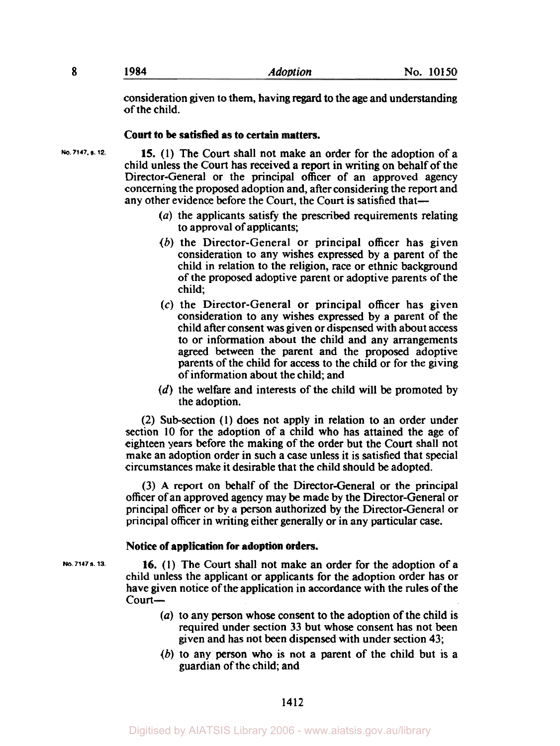consideration given to them, having regard to the age and understanding of the child.

### Court to be satisfied as to certain matters.

No. 7147, s. 12.

**15.** (1) The Court shall not make an order for the adoption of a child unless the Court has received a report in writing on behalf of the Director-General or the principal officer of an approved agency concerning the proposed adoption and, after considering the report and any other evidence before the Court, the Court is satisfied that—

- (*a*) the applicants satisfy the prescribed requirements relating to approval of applicants;
- (*b*) the Director-General or principal officer has given consideration to any wishes expressed by a parent of the child in relation to the religion, race or ethnic background of the proposed adoptive parent or adoptive parents of the child;
- (*c*) the Director-General or principal officer has given consideration to any wishes expressed by a parent of the child after consent was given or dispensed with about access to or information about the child and any arrangements agreed between the parent and the proposed adoptive parents of the child for access to the child or for the giving of information about the child; and
- (*d*) the welfare and interests of the child will be promoted by the adoption.

(2) Sub-section (1) does not apply in relation to an order under section 10 for the adoption of a child who has attained the age of eighteen years before the making of the order but the Court shall not make an adoption order in such a case unless it is satisfied that special circumstances make it desirable that the child should be adopted.

(3) A report on behalf of the Director-General or the principal officer of an approved agency may be made by the Director-General or principal officer or by a person authorized by the Director-General or principal officer in writing either generally or in any particular case.

### Notice of application for adoption orders.

No. 7147 s. 13.

**16.** (1) The Court shall not make an order for the adoption of a child unless the applicant or applicants for the adoption order has or have given notice of the application in accordance with the rules of the Court—

- (*a*) to any person whose consent to the adoption of the child is required under section 33 but whose consent has not been given and has not been dispensed with under section 43;
- (*b*) to any person who is not a parent of the child but is a guardian of the child; and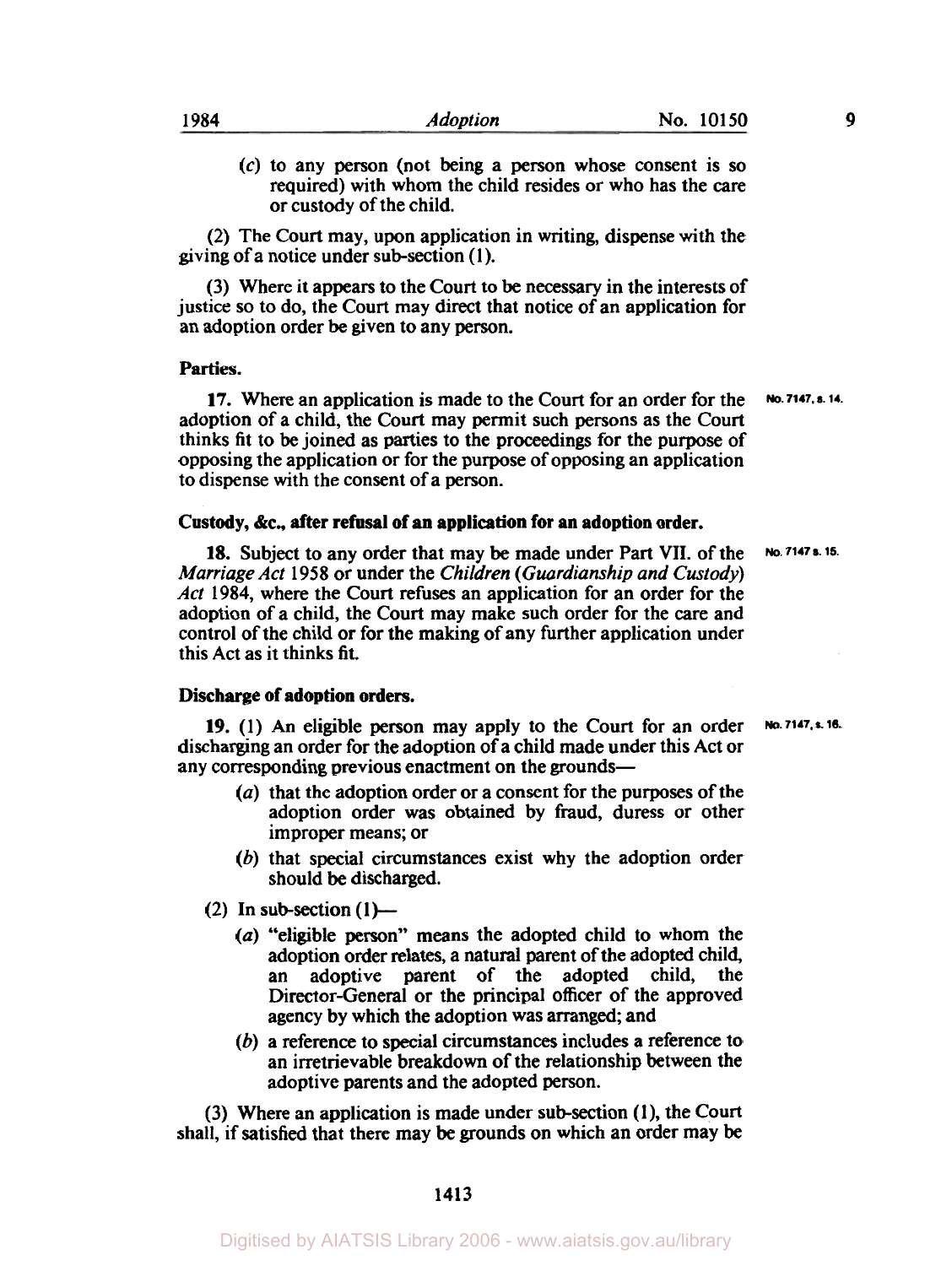(c) to any person (not being a person whose consent is so required) with whom the child resides or who has the care or custody of the child.

(2) The Court may, upon application in writing, dispense with the giving of a notice under sub-section (1).

(3) Where it appears to the Court to be necessary in the interests of justice so to do, the Court may direct that notice of an application for an adoption order be given to any person.

**Parties.**

**17.** Where an application is made to the Court for an order for the adoption of a child, the Court may permit such persons as the Court thinks fit to be joined as parties to the proceedings for the purpose of opposing the application or for the purpose of opposing an application to dispense with the consent of a person.

No. 7147, s. 14.

**Custody, &c., after refusal of an application for an adoption order.**

**18.** Subject to any order that may be made under Part VII. of the *Marriage Act* 1958 or under the *Children (Guardianship and Custody) Act* 1984, where the Court refuses an application for an order for the adoption of a child, the Court may make such order for the care and control of the child or for the making of any further application under this Act as it thinks fit.

No. 7147 s. 15.

**Discharge of adoption orders.**

**19.** (1) An eligible person may apply to the Court for an order discharging an order for the adoption of a child made under this Act or any corresponding previous enactment on the grounds—

No. 7147, s. 16.

- (a) that the adoption order or a consent for the purposes of the adoption order was obtained by fraud, duress or other improper means; or
- (b) that special circumstances exist why the adoption order should be discharged.

(2) In sub-section (1)—

- (a) "eligible person" means the adopted child to whom the adoption order relates, a natural parent of the adopted child, an adoptive parent of the adopted child, the Director-General or the principal officer of the approved agency by which the adoption was arranged; and
- (b) a reference to special circumstances includes a reference to an irretrievable breakdown of the relationship between the adoptive parents and the adopted person.

(3) Where an application is made under sub-section (1), the Court shall, if satisfied that there may be grounds on which an order may be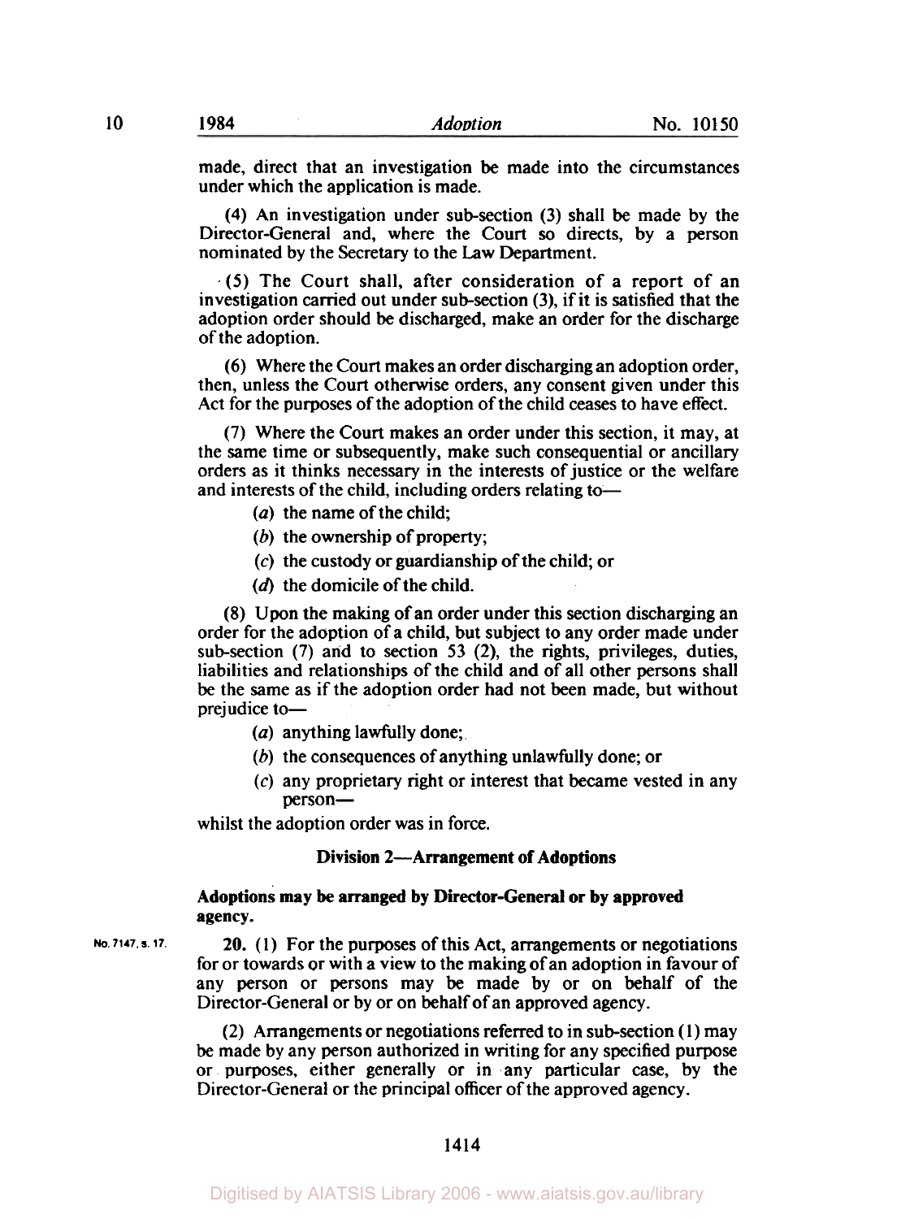made, direct that an investigation be made into the circumstances under which the application is made.

(4) An investigation under sub-section (3) shall be made by the Director-General and, where the Court so directs, by a person nominated by the Secretary to the Law Department.

(5) The Court shall, after consideration of a report of an investigation carried out under sub-section (3), if it is satisfied that the adoption order should be discharged, make an order for the discharge of the adoption.

(6) Where the Court makes an order discharging an adoption order, then, unless the Court otherwise orders, any consent given under this Act for the purposes of the adoption of the child ceases to have effect.

(7) Where the Court makes an order under this section, it may, at the same time or subsequently, make such consequential or ancillary orders as it thinks necessary in the interests of justice or the welfare and interests of the child, including orders relating to—

(*a*) the name of the child;

(*b*) the ownership of property;

(*c*) the custody or guardianship of the child; or

(*d*) the domicile of the child.

(8) Upon the making of an order under this section discharging an order for the adoption of a child, but subject to any order made under sub-section (7) and to section 53 (2), the rights, privileges, duties, liabilities and relationships of the child and of all other persons shall be the same as if the adoption order had not been made, but without prejudice to—

(*a*) anything lawfully done;

(*b*) the consequences of anything unlawfully done; or

(*c*) any proprietary right or interest that became vested in any person—

whilst the adoption order was in force.

**Division 2—Arrangement of Adoptions**

**Adoptions may be arranged by Director-General or by approved agency.**

No. 7147, s. 17.

**20.** (1) For the purposes of this Act, arrangements or negotiations for or towards or with a view to the making of an adoption in favour of any person or persons may be made by or on behalf of the Director-General or by or on behalf of an approved agency.

(2) Arrangements or negotiations referred to in sub-section (1) may be made by any person authorized in writing for any specified purpose or purposes, either generally or in any particular case, by the Director-General or the principal officer of the approved agency.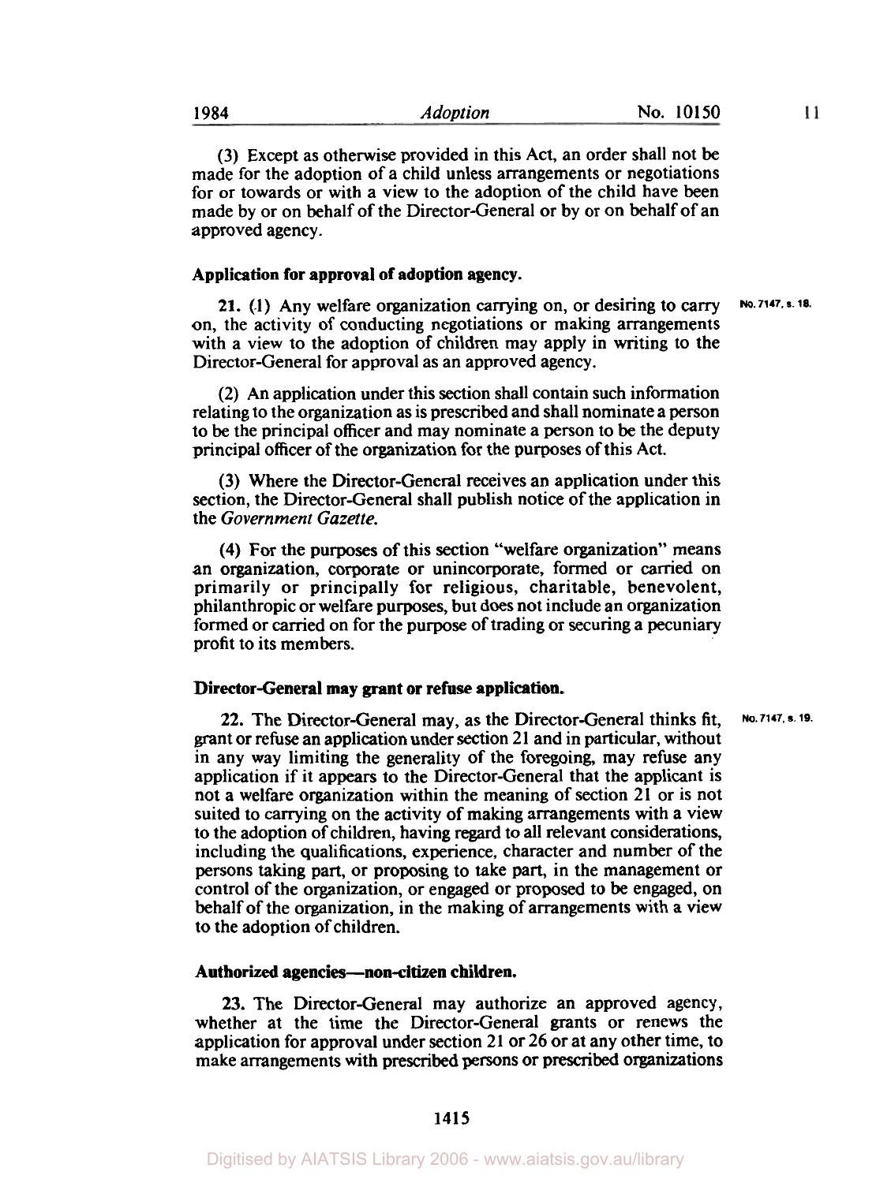(3) Except as otherwise provided in this Act, an order shall not be made for the adoption of a child unless arrangements or negotiations for or towards or with a view to the adoption of the child have been made by or on behalf of the Director-General or by or on behalf of an approved agency.

**Application for approval of adoption agency.**

No. 7147, s. 18.

**21.** (1) Any welfare organization carrying on, or desiring to carry on, the activity of conducting negotiations or making arrangements with a view to the adoption of children may apply in writing to the Director-General for approval as an approved agency.

(2) An application under this section shall contain such information relating to the organization as is prescribed and shall nominate a person to be the principal officer and may nominate a person to be the deputy principal officer of the organization for the purposes of this Act.

(3) Where the Director-General receives an application under this section, the Director-General shall publish notice of the application in the *Government Gazette*.

(4) For the purposes of this section "welfare organization" means an organization, corporate or unincorporate, formed or carried on primarily or principally for religious, charitable, benevolent, philanthropic or welfare purposes, but does not include an organization formed or carried on for the purpose of trading or securing a pecuniary profit to its members.

**Director-General may grant or refuse application.**

No. 7147, s. 19.

**22.** The Director-General may, as the Director-General thinks fit, grant or refuse an application under section 21 and in particular, without in any way limiting the generality of the foregoing, may refuse any application if it appears to the Director-General that the applicant is not a welfare organization within the meaning of section 21 or is not suited to carrying on the activity of making arrangements with a view to the adoption of children, having regard to all relevant considerations, including the qualifications, experience, character and number of the persons taking part, or proposing to take part, in the management or control of the organization, or engaged or proposed to be engaged, on behalf of the organization, in the making of arrangements with a view to the adoption of children.

**Authorized agencies—non-citizen children.**

**23.** The Director-General may authorize an approved agency, whether at the time the Director-General grants or renews the application for approval under section 21 or 26 or at any other time, to make arrangements with prescribed persons or prescribed organizations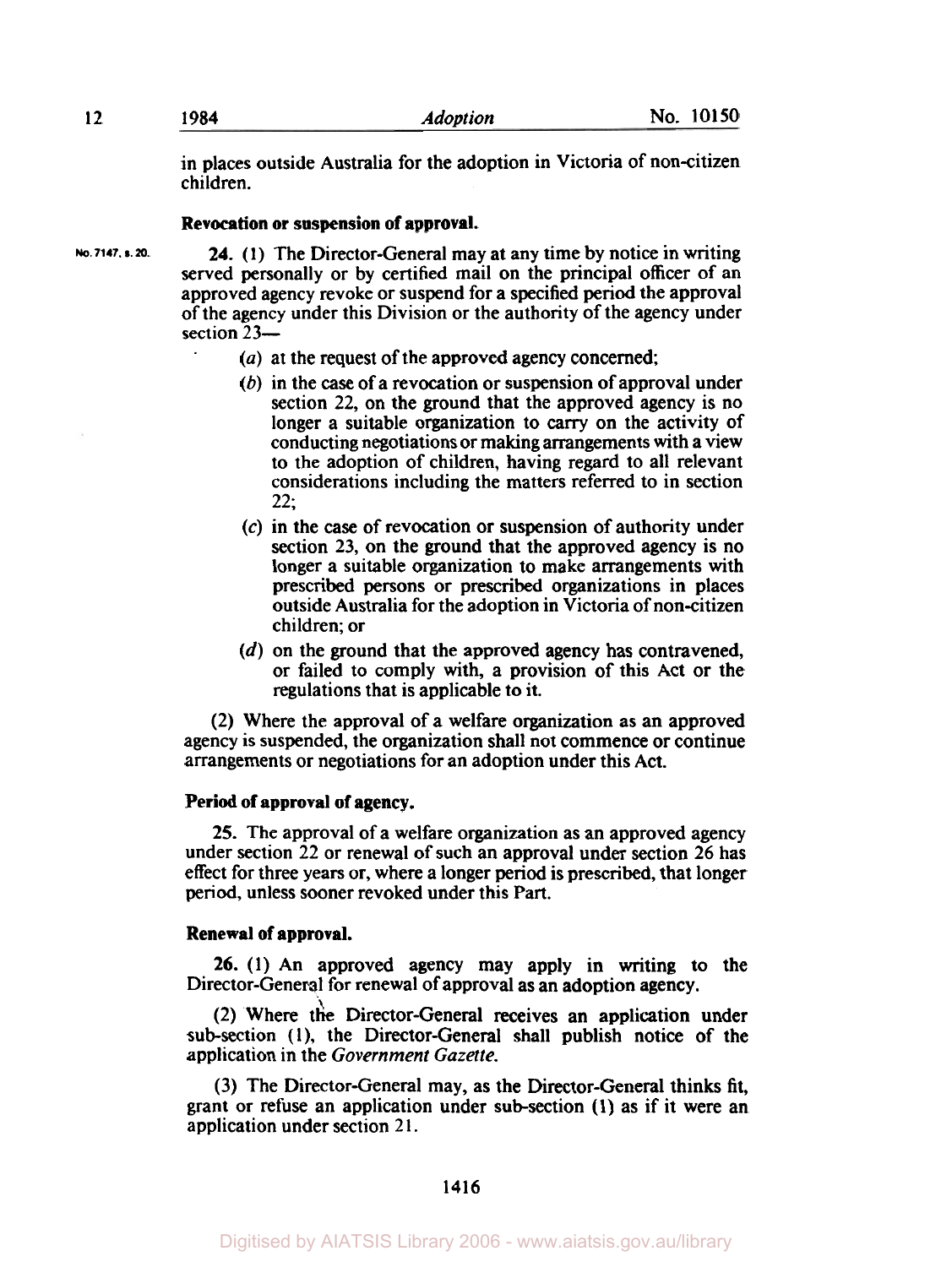in places outside Australia for the adoption in Victoria of non-citizen children.

**Revocation or suspension of approval.**

No. 7147, s. 20.

**24.** (1) The Director-General may at any time by notice in writing served personally or by certified mail on the principal officer of an approved agency revoke or suspend for a specified period the approval of the agency under this Division or the authority of the agency under section 23—

(*a*) at the request of the approved agency concerned;

(*b*) in the case of a revocation or suspension of approval under section 22, on the ground that the approved agency is no longer a suitable organization to carry on the activity of conducting negotiations or making arrangements with a view to the adoption of children, having regard to all relevant considerations including the matters referred to in section 22;

(*c*) in the case of revocation or suspension of authority under section 23, on the ground that the approved agency is no longer a suitable organization to make arrangements with prescribed persons or prescribed organizations in places outside Australia for the adoption in Victoria of non-citizen children; or

(*d*) on the ground that the approved agency has contravened, or failed to comply with, a provision of this Act or the regulations that is applicable to it.

(2) Where the approval of a welfare organization as an approved agency is suspended, the organization shall not commence or continue arrangements or negotiations for an adoption under this Act.

**Period of approval of agency.**

**25.** The approval of a welfare organization as an approved agency under section 22 or renewal of such an approval under section 26 has effect for three years or, where a longer period is prescribed, that longer period, unless sooner revoked under this Part.

**Renewal of approval.**

**26.** (1) An approved agency may apply in writing to the Director-General for renewal of approval as an adoption agency.

(2) Where the Director-General receives an application under sub-section (1), the Director-General shall publish notice of the application in the *Government Gazette*.

(3) The Director-General may, as the Director-General thinks fit, grant or refuse an application under sub-section (1) as if it were an application under section 21.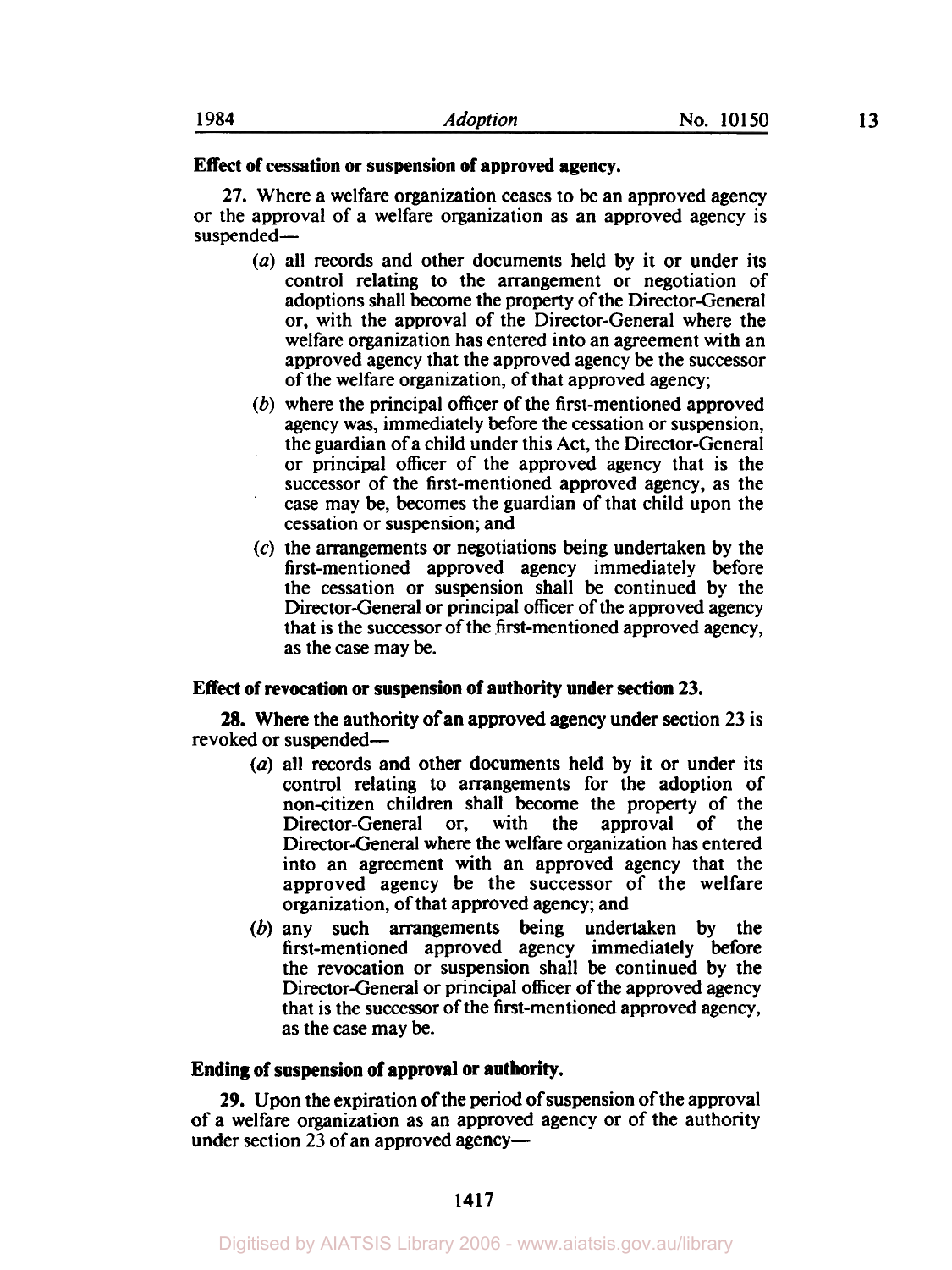**Effect of cessation or suspension of approved agency.**

**27.** Where a welfare organization ceases to be an approved agency or the approval of a welfare organization as an approved agency is suspended—

(*a*) all records and other documents held by it or under its control relating to the arrangement or negotiation of adoptions shall become the property of the Director-General or, with the approval of the Director-General where the welfare organization has entered into an agreement with an approved agency that the approved agency be the successor of the welfare organization, of that approved agency;

(*b*) where the principal officer of the first-mentioned approved agency was, immediately before the cessation or suspension, the guardian of a child under this Act, the Director-General or principal officer of the approved agency that is the successor of the first-mentioned approved agency, as the case may be, becomes the guardian of that child upon the cessation or suspension; and

(*c*) the arrangements or negotiations being undertaken by the first-mentioned approved agency immediately before the cessation or suspension shall be continued by the Director-General or principal officer of the approved agency that is the successor of the first-mentioned approved agency, as the case may be.

**Effect of revocation or suspension of authority under section 23.**

**28.** Where the authority of an approved agency under section 23 is revoked or suspended—

(*a*) all records and other documents held by it or under its control relating to arrangements for the adoption of non-citizen children shall become the property of the Director-General or, with the approval of the Director-General where the welfare organization has entered into an agreement with an approved agency that the approved agency be the successor of the welfare organization, of that approved agency; and

(*b*) any such arrangements being undertaken by the first-mentioned approved agency immediately before the revocation or suspension shall be continued by the Director-General or principal officer of the approved agency that is the successor of the first-mentioned approved agency, as the case may be.

**Ending of suspension of approval or authority.**

**29.** Upon the expiration of the period of suspension of the approval of a welfare organization as an approved agency or of the authority under section 23 of an approved agency—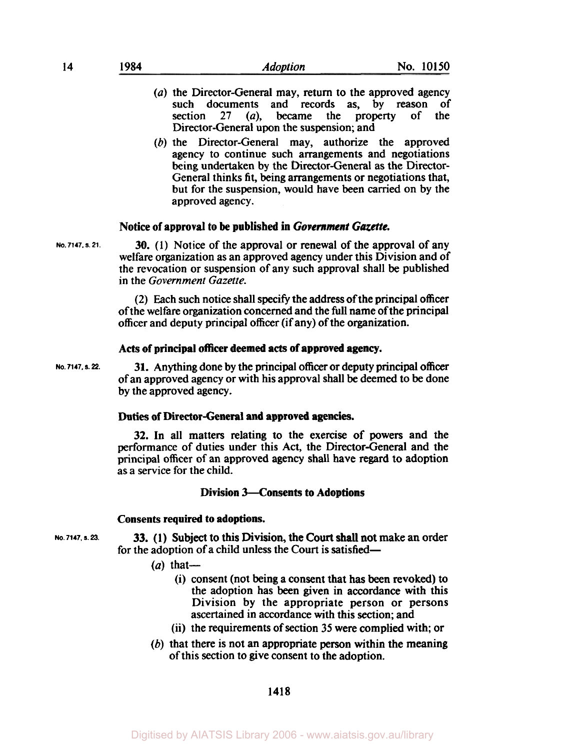(a) the Director-General may, return to the approved agency such documents and records as, by reason of section 27 (a), became the property of the Director-General upon the suspension; and

(b) the Director-General may, authorize the approved agency to continue such arrangements and negotiations being undertaken by the Director-General as the Director-General thinks fit, being arrangements or negotiations that, but for the suspension, would have been carried on by the approved agency.

**Notice of approval to be published in *Government Gazette*.**

No. 7147, s. 21.

**30.** (1) Notice of the approval or renewal of the approval of any welfare organization as an approved agency under this Division and of the revocation or suspension of any such approval shall be published in the *Government Gazette*.

(2) Each such notice shall specify the address of the principal officer of the welfare organization concerned and the full name of the principal officer and deputy principal officer (if any) of the organization.

**Acts of principal officer deemed acts of approved agency.**

No. 7147, s. 22.

**31.** Anything done by the principal officer or deputy principal officer of an approved agency or with his approval shall be deemed to be done by the approved agency.

**Duties of Director-General and approved agencies.**

**32.** In all matters relating to the exercise of powers and the performance of duties under this Act, the Director-General and the principal officer of an approved agency shall have regard to adoption as a service for the child.

## Division 3—Consents to Adoptions

**Consents required to adoptions.**

No. 7147, s. 23.

**33.** (1) Subject to this Division, the Court shall not make an order for the adoption of a child unless the Court is satisfied—

(a) that—

(i) consent (not being a consent that has been revoked) to the adoption has been given in accordance with this Division by the appropriate person or persons ascertained in accordance with this section; and

(ii) the requirements of section 35 were complied with; or

(b) that there is not an appropriate person within the meaning of this section to give consent to the adoption.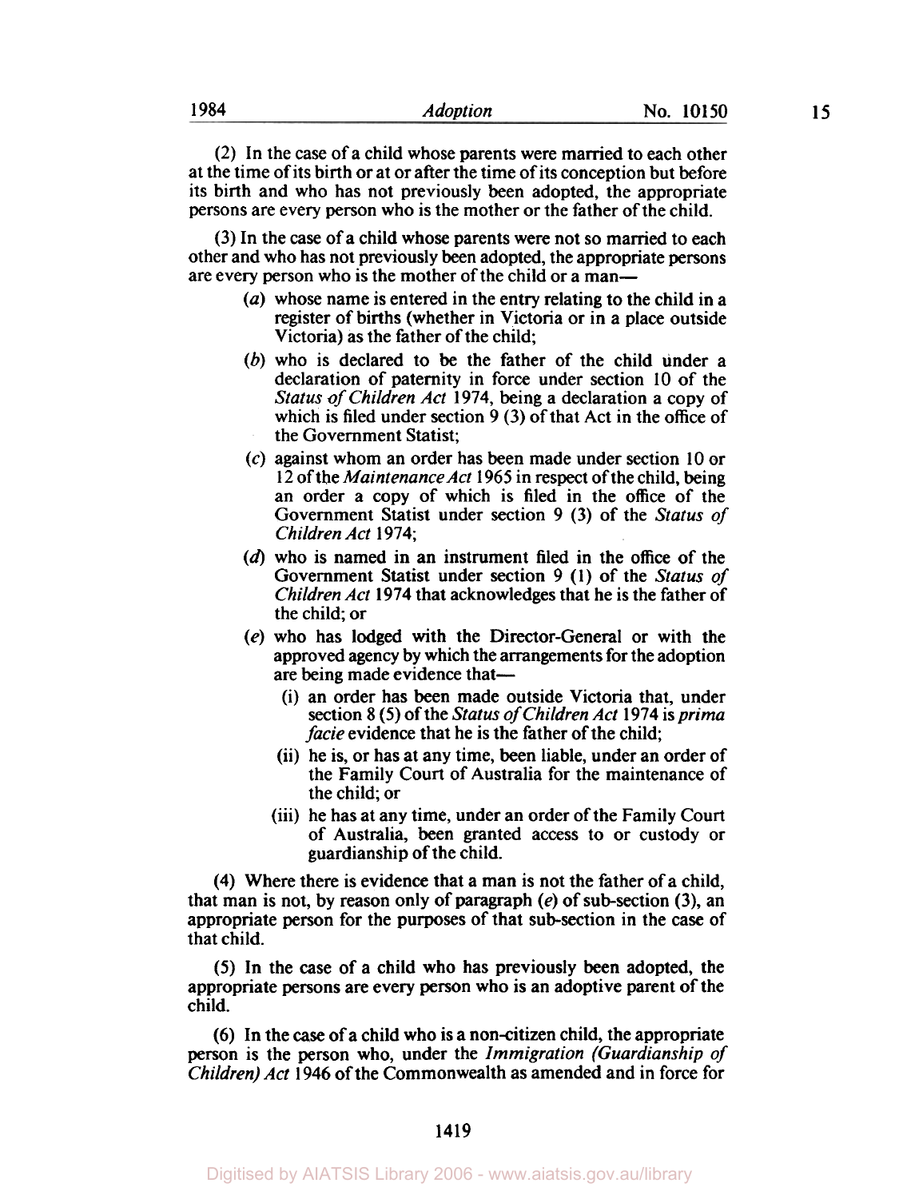(2) In the case of a child whose parents were married to each other at the time of its birth or at or after the time of its conception but before its birth and who has not previously been adopted, the appropriate persons are every person who is the mother or the father of the child.

(3) In the case of a child whose parents were not so married to each other and who has not previously been adopted, the appropriate persons are every person who is the mother of the child or a man—

- (*a*) whose name is entered in the entry relating to the child in a register of births (whether in Victoria or in a place outside Victoria) as the father of the child;
- (*b*) who is declared to be the father of the child under a declaration of paternity in force under section 10 of the *Status of Children Act* 1974, being a declaration a copy of which is filed under section 9 (3) of that Act in the office of the Government Statist;
- (*c*) against whom an order has been made under section 10 or 12 of the *Maintenance Act* 1965 in respect of the child, being an order a copy of which is filed in the office of the Government Statist under section 9 (3) of the *Status of Children Act* 1974;
- (*d*) who is named in an instrument filed in the office of the Government Statist under section 9 (1) of the *Status of Children Act* 1974 that acknowledges that he is the father of the child; or
- (*e*) who has lodged with the Director-General or with the approved agency by which the arrangements for the adoption are being made evidence that—
  - (i) an order has been made outside Victoria that, under section 8 (5) of the *Status of Children Act* 1974 is *prima facie* evidence that he is the father of the child;
  - (ii) he is, or has at any time, been liable, under an order of the Family Court of Australia for the maintenance of the child; or
  - (iii) he has at any time, under an order of the Family Court of Australia, been granted access to or custody or guardianship of the child.

(4) Where there is evidence that a man is not the father of a child, that man is not, by reason only of paragraph (*e*) of sub-section (3), an appropriate person for the purposes of that sub-section in the case of that child.

(5) In the case of a child who has previously been adopted, the appropriate persons are every person who is an adoptive parent of the child.

(6) In the case of a child who is a non-citizen child, the appropriate person is the person who, under the *Immigration (Guardianship of Children) Act* 1946 of the Commonwealth as amended and in force for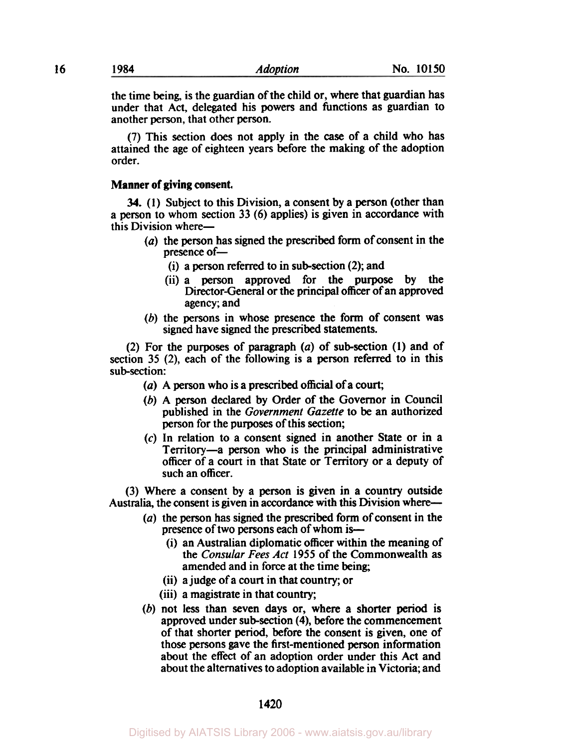the time being, is the guardian of the child or, where that guardian has under that Act, delegated his powers and functions as guardian to another person, that other person.

(7) This section does not apply in the case of a child who has attained the age of eighteen years before the making of the adoption order.

**Manner of giving consent.**

**34.** (1) Subject to this Division, a consent by a person (other than a person to whom section 33 (6) applies) is given in accordance with this Division where—

- (*a*) the person has signed the prescribed form of consent in the presence of—
  - (i) a person referred to in sub-section (2); and
  - (ii) a person approved for the purpose by the Director-General or the principal officer of an approved agency; and
- (*b*) the persons in whose presence the form of consent was signed have signed the prescribed statements.

(2) For the purposes of paragraph (*a*) of sub-section (1) and of section 35 (2), each of the following is a person referred to in this sub-section:

- (*a*) A person who is a prescribed official of a court;
- (*b*) A person declared by Order of the Governor in Council published in the *Government Gazette* to be an authorized person for the purposes of this section;
- (*c*) In relation to a consent signed in another State or in a Territory—a person who is the principal administrative officer of a court in that State or Territory or a deputy of such an officer.

(3) Where a consent by a person is given in a country outside Australia, the consent is given in accordance with this Division where—

- (*a*) the person has signed the prescribed form of consent in the presence of two persons each of whom is—
  - (i) an Australian diplomatic officer within the meaning of the *Consular Fees Act* 1955 of the Commonwealth as amended and in force at the time being;
  - (ii) a judge of a court in that country; or
  - (iii) a magistrate in that country;
- (*b*) not less than seven days or, where a shorter period is approved under sub-section (4), before the commencement of that shorter period, before the consent is given, one of those persons gave the first-mentioned person information about the effect of an adoption order under this Act and about the alternatives to adoption available in Victoria; and